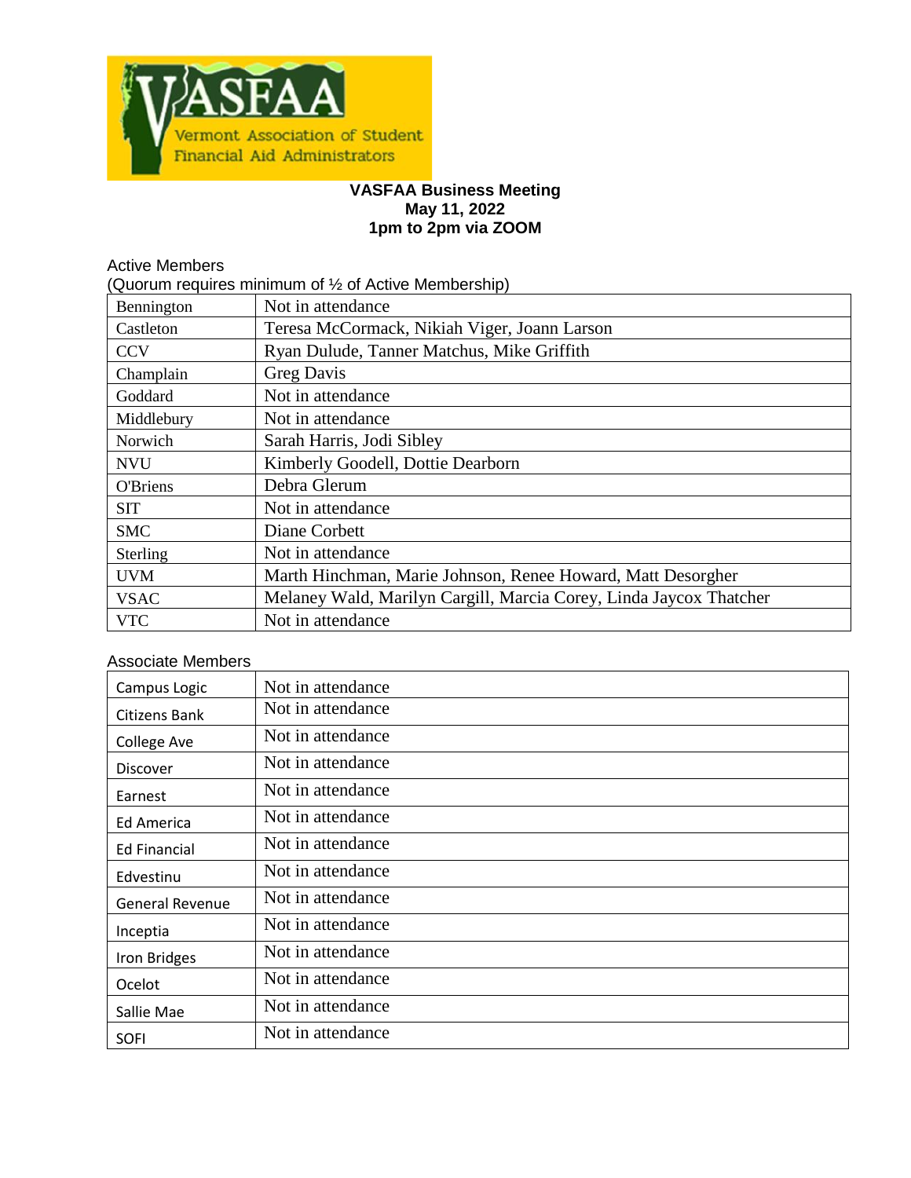**VASFAA Business Meeting**
**May 11, 2022**
**1pm to 2pm via ZOOM**

Active Members
(Quorum requires minimum of ½ of Active Membership)

| | |
|---|---|
| Bennington | Not in attendance |
| Castleton | Teresa McCormack, Nikiah Viger, Joann Larson |
| CCV | Ryan Dulude, Tanner Matchus, Mike Griffith |
| Champlain | Greg Davis |
| Goddard | Not in attendance |
| Middlebury | Not in attendance |
| Norwich | Sarah Harris, Jodi Sibley |
| NVU | Kimberly Goodell, Dottie Dearborn |
| O'Briens | Debra Glerum |
| SIT | Not in attendance |
| SMC | Diane Corbett |
| Sterling | Not in attendance |
| UVM | Marth Hinchman, Marie Johnson, Renee Howard, Matt Desorgher |
| VSAC | Melaney Wald, Marilyn Cargill, Marcia Corey, Linda Jaycox Thatcher |
| VTC | Not in attendance |

Associate Members

| | |
|---|---|
| Campus Logic | Not in attendance |
| Citizens Bank | Not in attendance |
| College Ave | Not in attendance |
| Discover | Not in attendance |
| Earnest | Not in attendance |
| Ed America | Not in attendance |
| Ed Financial | Not in attendance |
| Edvestinu | Not in attendance |
| General Revenue | Not in attendance |
| Inceptia | Not in attendance |
| Iron Bridges | Not in attendance |
| Ocelot | Not in attendance |
| Sallie Mae | Not in attendance |
| SOFI | Not in attendance |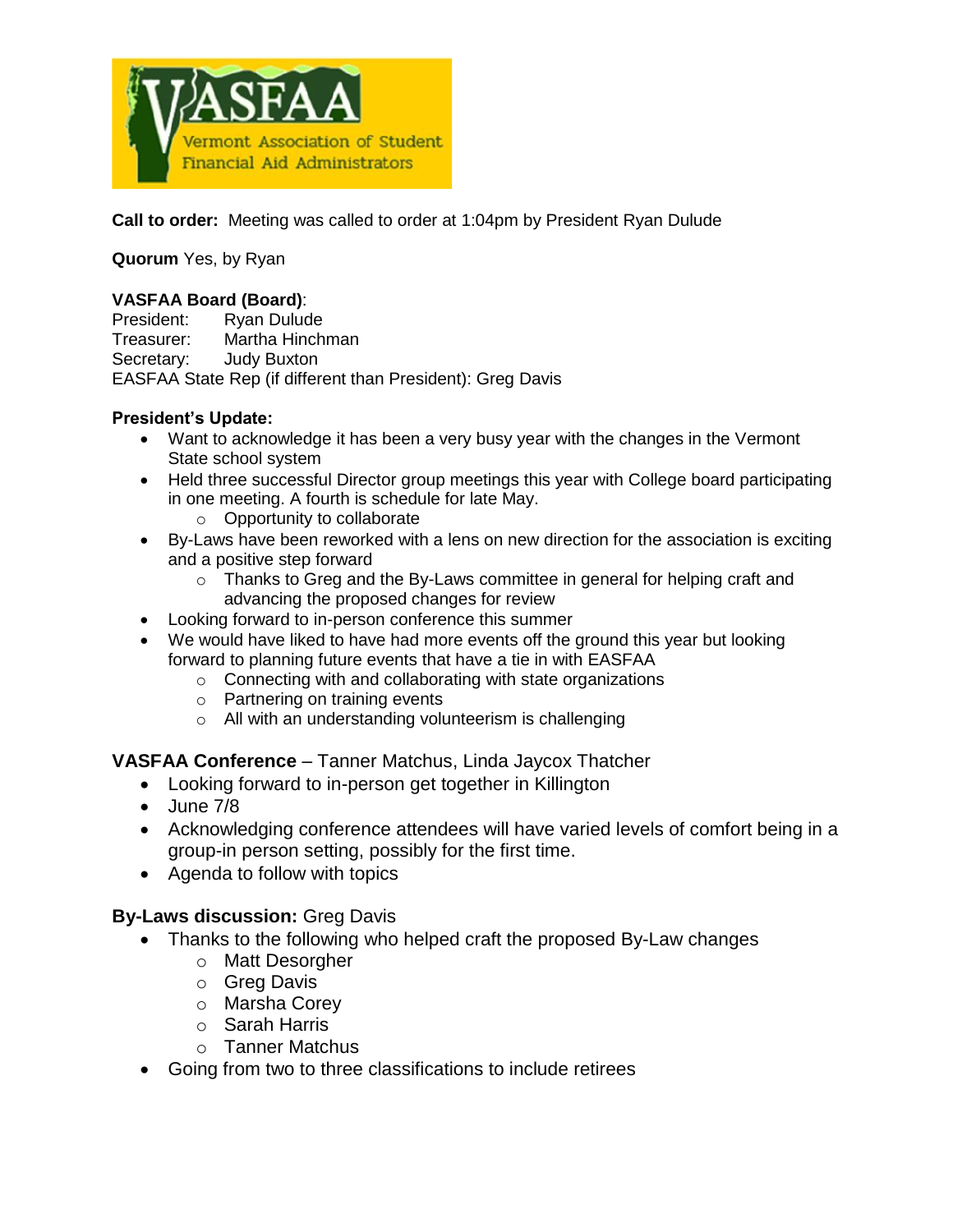**Call to order:** Meeting was called to order at 1:04pm by President Ryan Dulude

**Quorum** Yes, by Ryan

**VASFAA Board (Board)**:
President: Ryan Dulude
Treasurer: Martha Hinchman
Secretary: Judy Buxton
EASFAA State Rep (if different than President): Greg Davis

**President's Update:**

- Want to acknowledge it has been a very busy year with the changes in the Vermont State school system
- Held three successful Director group meetings this year with College board participating in one meeting. A fourth is schedule for late May.
  - Opportunity to collaborate
- By-Laws have been reworked with a lens on new direction for the association is exciting and a positive step forward
  - Thanks to Greg and the By-Laws committee in general for helping craft and advancing the proposed changes for review
- Looking forward to in-person conference this summer
- We would have liked to have had more events off the ground this year but looking forward to planning future events that have a tie in with EASFAA
  - Connecting with and collaborating with state organizations
  - Partnering on training events
  - All with an understanding volunteerism is challenging

**VASFAA Conference** – Tanner Matchus, Linda Jaycox Thatcher

- Looking forward to in-person get together in Killington
- June 7/8
- Acknowledging conference attendees will have varied levels of comfort being in a group-in person setting, possibly for the first time.
- Agenda to follow with topics

**By-Laws discussion:** Greg Davis

- Thanks to the following who helped craft the proposed By-Law changes
  - Matt Desorgher
  - Greg Davis
  - Marsha Corey
  - Sarah Harris
  - Tanner Matchus
- Going from two to three classifications to include retirees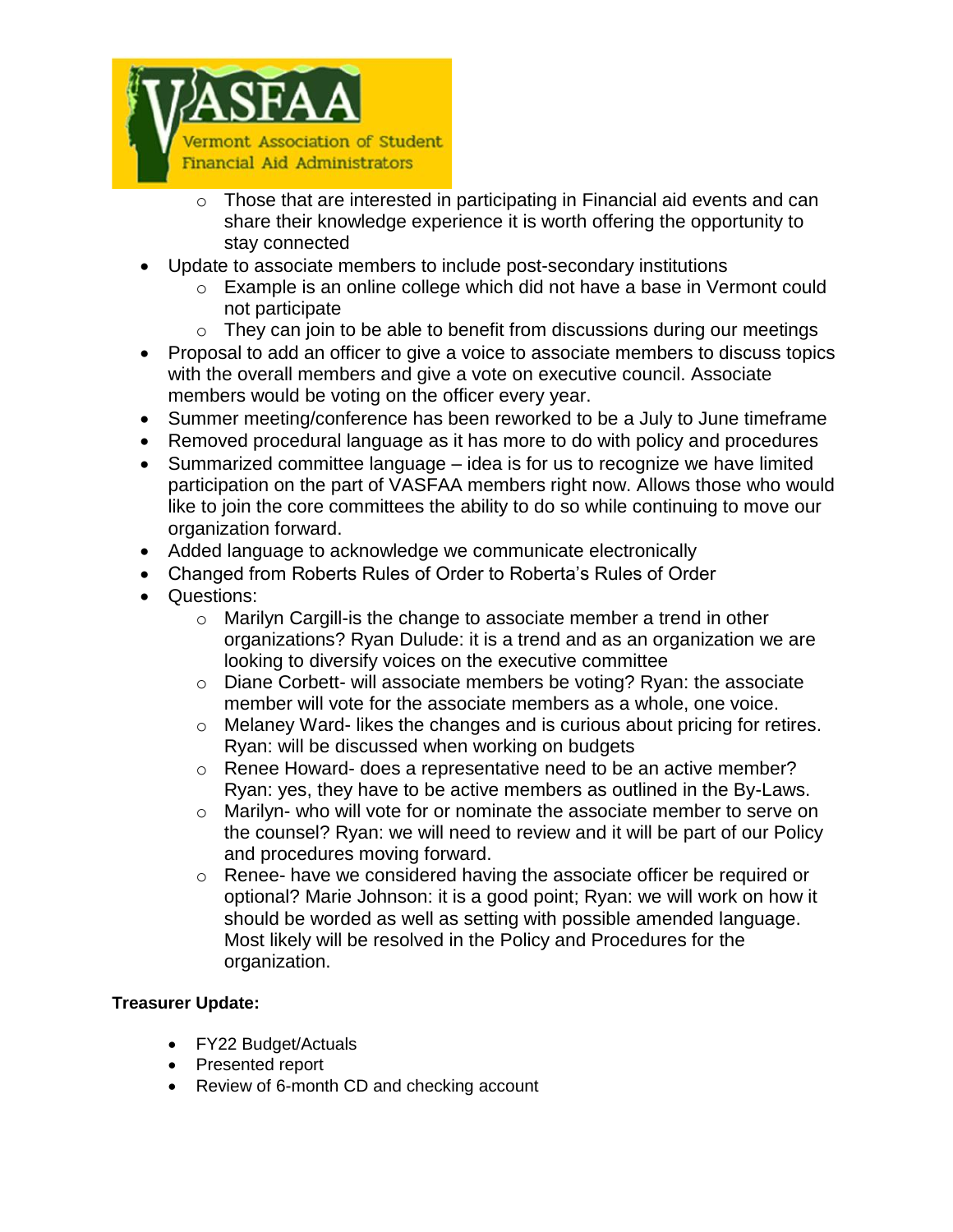- Those that are interested in participating in Financial aid events and can share their knowledge experience it is worth offering the opportunity to stay connected
- Update to associate members to include post-secondary institutions
  - Example is an online college which did not have a base in Vermont could not participate
  - They can join to be able to benefit from discussions during our meetings
- Proposal to add an officer to give a voice to associate members to discuss topics with the overall members and give a vote on executive council. Associate members would be voting on the officer every year.
- Summer meeting/conference has been reworked to be a July to June timeframe
- Removed procedural language as it has more to do with policy and procedures
- Summarized committee language – idea is for us to recognize we have limited participation on the part of VASFAA members right now. Allows those who would like to join the core committees the ability to do so while continuing to move our organization forward.
- Added language to acknowledge we communicate electronically
- Changed from Roberts Rules of Order to Roberta's Rules of Order
- Questions:
  - Marilyn Cargill-is the change to associate member a trend in other organizations? Ryan Dulude: it is a trend and as an organization we are looking to diversify voices on the executive committee
  - Diane Corbett- will associate members be voting? Ryan: the associate member will vote for the associate members as a whole, one voice.
  - Melaney Ward- likes the changes and is curious about pricing for retires. Ryan: will be discussed when working on budgets
  - Renee Howard- does a representative need to be an active member? Ryan: yes, they have to be active members as outlined in the By-Laws.
  - Marilyn- who will vote for or nominate the associate member to serve on the counsel? Ryan: we will need to review and it will be part of our Policy and procedures moving forward.
  - Renee- have we considered having the associate officer be required or optional? Marie Johnson: it is a good point; Ryan: we will work on how it should be worded as well as setting with possible amended language. Most likely will be resolved in the Policy and Procedures for the organization.

**Treasurer Update:**

- FY22 Budget/Actuals
- Presented report
- Review of 6-month CD and checking account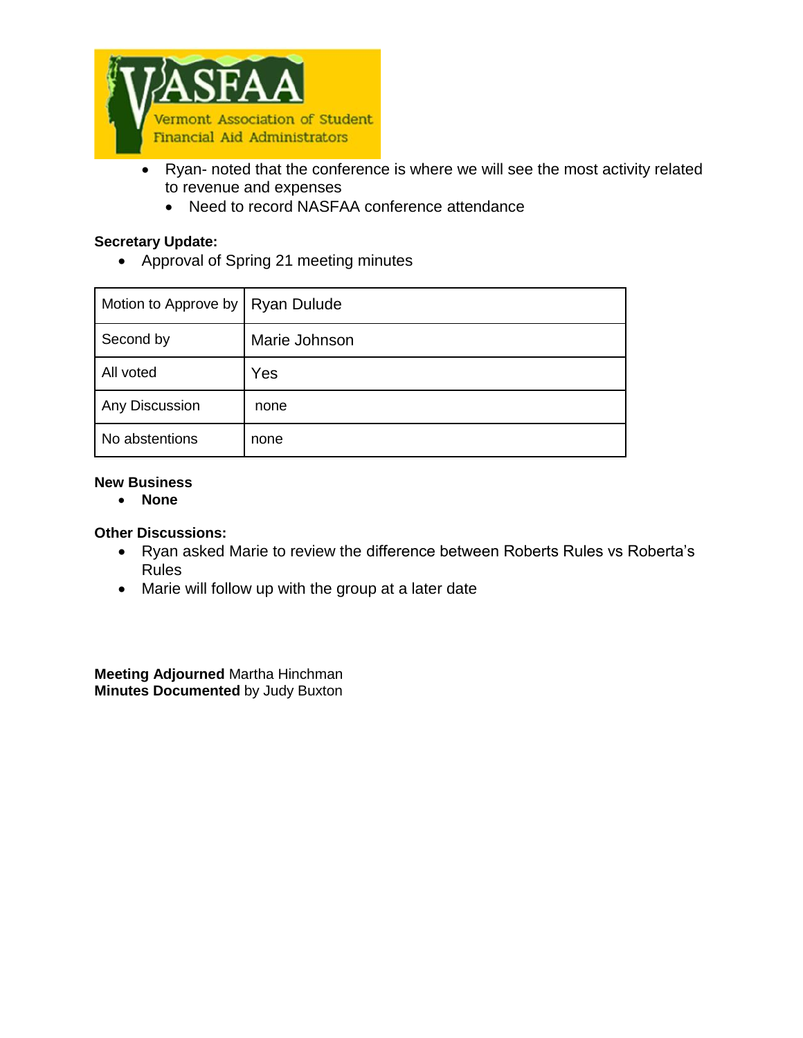- Ryan- noted that the conference is where we will see the most activity related to revenue and expenses
  - Need to record NASFAA conference attendance

**Secretary Update:**

- Approval of Spring 21 meeting minutes

| | |
|---|---|
| Motion to Approve by | Ryan Dulude |
| Second by | Marie Johnson |
| All voted | Yes |
| Any Discussion | none |
| No abstentions | none |

**New Business**

- **None**

**Other Discussions:**

- Ryan asked Marie to review the difference between Roberts Rules vs Roberta's Rules
- Marie will follow up with the group at a later date

**Meeting Adjourned** Martha Hinchman
**Minutes Documented** by Judy Buxton